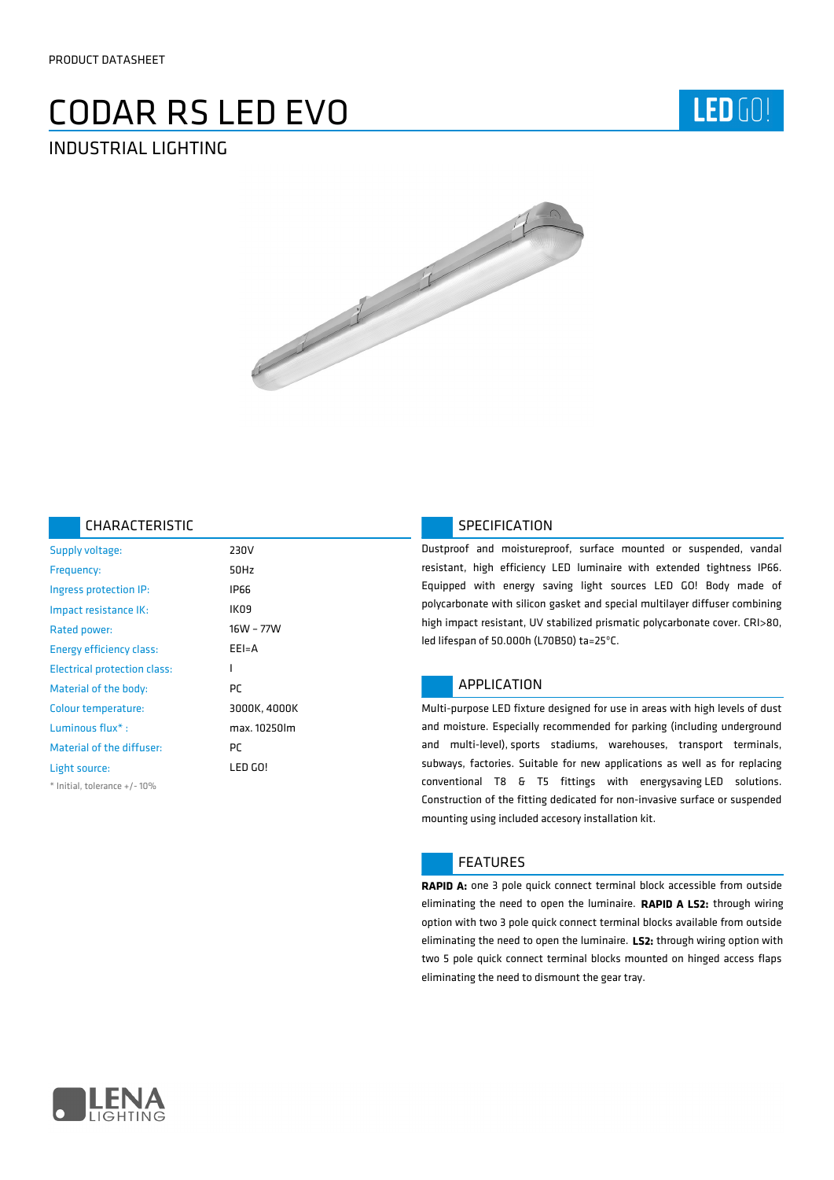PRODUCT DATASHEET

# CODAR RS LED EVO

LED GO!

## INDUSTRIAL LIGHTING

## CHARACTERISTIC

| | |
|---|---|
| Supply voltage: | 230V |
| Frequency: | 50Hz |
| Ingress protection IP: | IP66 |
| Impact resistance IK: | IK09 |
| Rated power: | 16W – 77W |
| Energy efficiency class: | EEI=A |
| Electrical protection class: | I |
| Material of the body: | PC |
| Colour temperature: | 3000K, 4000K |
| Luminous flux* : | max. 10250lm |
| Material of the diffuser: | PC |
| Light source: | LED GO! |

* Initial, tolerance +/- 10%

## SPECIFICATION

Dustproof and moistureproof, surface mounted or suspended, vandal resistant, high efficiency LED luminaire with extended tightness IP66. Equipped with energy saving light sources LED GO! Body made of polycarbonate with silicon gasket and special multilayer diffuser combining high impact resistant, UV stabilized prismatic polycarbonate cover. CRI>80, led lifespan of 50.000h (L70B50) ta=25°C.

## APPLICATION

Multi-purpose LED fixture designed for use in areas with high levels of dust and moisture. Especially recommended for parking (including underground and multi-level), sports stadiums, warehouses, transport terminals, subways, factories. Suitable for new applications as well as for replacing conventional T8 & T5 fittings with energysaving LED solutions. Construction of the fitting dedicated for non-invasive surface or suspended mounting using included accesory installation kit.

## FEATURES

**RAPID A:** one 3 pole quick connect terminal block accessible from outside eliminating the need to open the luminaire. **RAPID A LS2:** through wiring option with two 3 pole quick connect terminal blocks available from outside eliminating the need to open the luminaire. **LS2:** through wiring option with two 5 pole quick connect terminal blocks mounted on hinged access flaps eliminating the need to dismount the gear tray.

LENA LIGHTING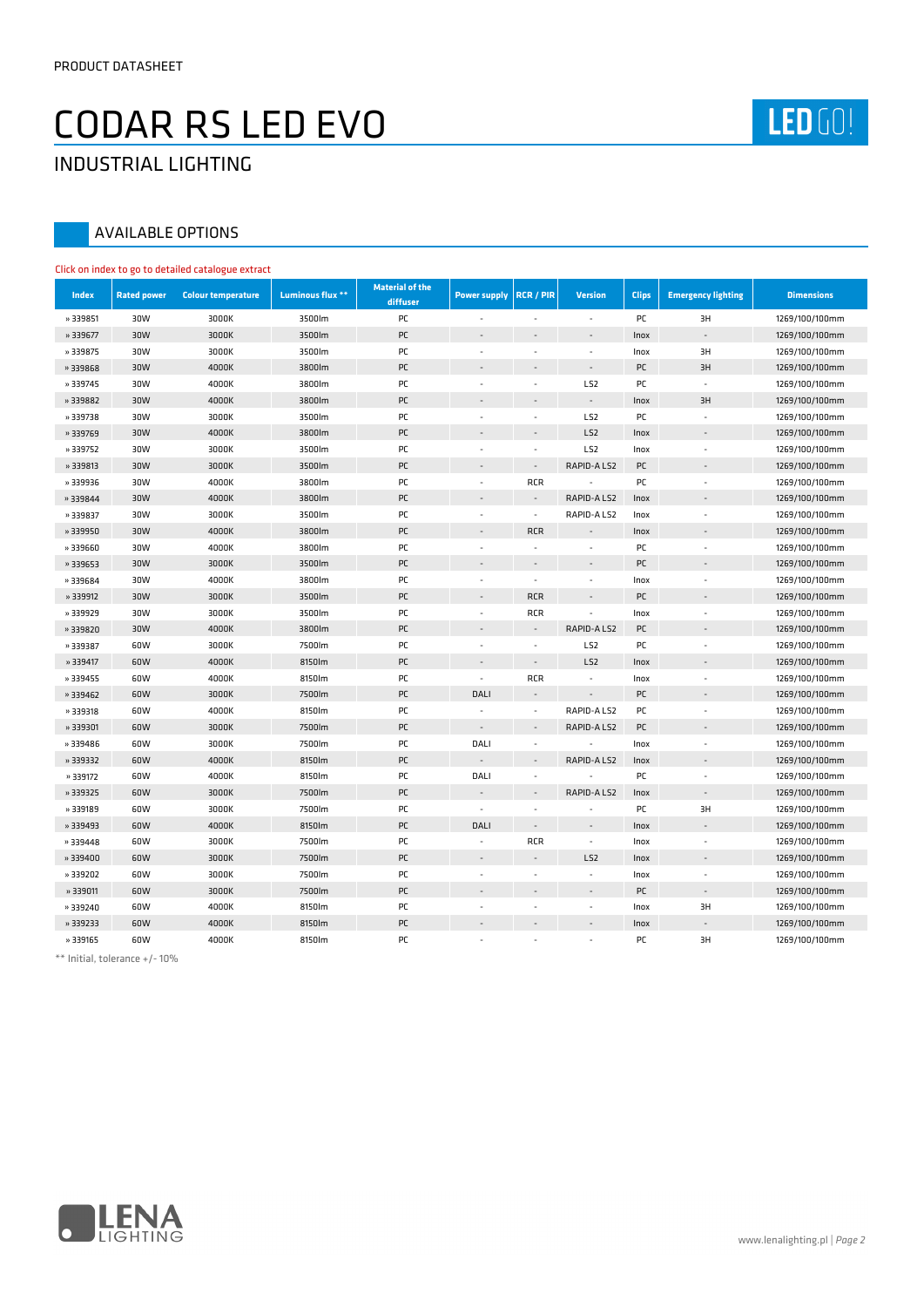PRODUCT DATASHEET

# CODAR RS LED EVO

## INDUSTRIAL LIGHTING

LED GO!

## AVAILABLE OPTIONS

Click on index to go to detailed catalogue extract

| Index | Rated power | Colour temperature | Luminous flux ** | Material of the diffuser | Power supply | RCR / PIR | Version | Clips | Emergency lighting | Dimensions |
|---|---|---|---|---|---|---|---|---|---|---|
| » 339851 | 30W | 3000K | 3500lm | PC | - | - | - | PC | 3H | 1269/100/100mm |
| » 339677 | 30W | 3000K | 3500lm | PC | - | - | - | Inox | - | 1269/100/100mm |
| » 339875 | 30W | 3000K | 3500lm | PC | - | - | - | Inox | 3H | 1269/100/100mm |
| » 339868 | 30W | 4000K | 3800lm | PC | - | - | - | PC | 3H | 1269/100/100mm |
| » 339745 | 30W | 4000K | 3800lm | PC | - | - | LS2 | PC | - | 1269/100/100mm |
| » 339882 | 30W | 4000K | 3800lm | PC | - | - | - | Inox | 3H | 1269/100/100mm |
| » 339738 | 30W | 3000K | 3500lm | PC | - | - | LS2 | PC | - | 1269/100/100mm |
| » 339769 | 30W | 4000K | 3800lm | PC | - | - | LS2 | Inox | - | 1269/100/100mm |
| » 339752 | 30W | 3000K | 3500lm | PC | - | - | LS2 | Inox | - | 1269/100/100mm |
| » 339813 | 30W | 3000K | 3500lm | PC | - | - | RAPID-A LS2 | PC | - | 1269/100/100mm |
| » 339936 | 30W | 4000K | 3800lm | PC | - | RCR | - | PC | - | 1269/100/100mm |
| » 339844 | 30W | 4000K | 3800lm | PC | - | - | RAPID-A LS2 | Inox | - | 1269/100/100mm |
| » 339837 | 30W | 3000K | 3500lm | PC | - | - | RAPID-A LS2 | Inox | - | 1269/100/100mm |
| » 339950 | 30W | 4000K | 3800lm | PC | - | RCR | - | Inox | - | 1269/100/100mm |
| » 339660 | 30W | 4000K | 3800lm | PC | - | - | - | PC | - | 1269/100/100mm |
| » 339653 | 30W | 3000K | 3500lm | PC | - | - | - | PC | - | 1269/100/100mm |
| » 339684 | 30W | 4000K | 3800lm | PC | - | - | - | Inox | - | 1269/100/100mm |
| » 339912 | 30W | 3000K | 3500lm | PC | - | RCR | - | PC | - | 1269/100/100mm |
| » 339929 | 30W | 3000K | 3500lm | PC | - | RCR | - | Inox | - | 1269/100/100mm |
| » 339820 | 30W | 4000K | 3800lm | PC | - | - | RAPID-A LS2 | PC | - | 1269/100/100mm |
| » 339387 | 60W | 3000K | 7500lm | PC | - | - | LS2 | PC | - | 1269/100/100mm |
| » 339417 | 60W | 4000K | 8150lm | PC | - | - | LS2 | Inox | - | 1269/100/100mm |
| » 339455 | 60W | 4000K | 8150lm | PC | - | RCR | - | Inox | - | 1269/100/100mm |
| » 339462 | 60W | 3000K | 7500lm | PC | DALI | - | - | PC | - | 1269/100/100mm |
| » 339318 | 60W | 4000K | 8150lm | PC | - | - | RAPID-A LS2 | PC | - | 1269/100/100mm |
| » 339301 | 60W | 3000K | 7500lm | PC | - | - | RAPID-A LS2 | PC | - | 1269/100/100mm |
| » 339486 | 60W | 3000K | 7500lm | PC | DALI | - | - | Inox | - | 1269/100/100mm |
| » 339332 | 60W | 4000K | 8150lm | PC | - | - | RAPID-A LS2 | Inox | - | 1269/100/100mm |
| » 339172 | 60W | 4000K | 8150lm | PC | DALI | - | - | PC | - | 1269/100/100mm |
| » 339325 | 60W | 3000K | 7500lm | PC | - | - | RAPID-A LS2 | Inox | - | 1269/100/100mm |
| » 339189 | 60W | 3000K | 7500lm | PC | - | - | - | PC | 3H | 1269/100/100mm |
| » 339493 | 60W | 4000K | 8150lm | PC | DALI | - | - | Inox | - | 1269/100/100mm |
| » 339448 | 60W | 3000K | 7500lm | PC | - | RCR | - | Inox | - | 1269/100/100mm |
| » 339400 | 60W | 3000K | 7500lm | PC | - | - | LS2 | Inox | - | 1269/100/100mm |
| » 339202 | 60W | 3000K | 7500lm | PC | - | - | - | Inox | - | 1269/100/100mm |
| » 339011 | 60W | 3000K | 7500lm | PC | - | - | - | PC | - | 1269/100/100mm |
| » 339240 | 60W | 4000K | 8150lm | PC | - | - | - | Inox | 3H | 1269/100/100mm |
| » 339233 | 60W | 4000K | 8150lm | PC | - | - | - | Inox | - | 1269/100/100mm |
| » 339165 | 60W | 4000K | 8150lm | PC | - | - | - | PC | 3H | 1269/100/100mm |

** Initial, tolerance +/- 10%

LENA LIGHTING

www.lenalighting.pl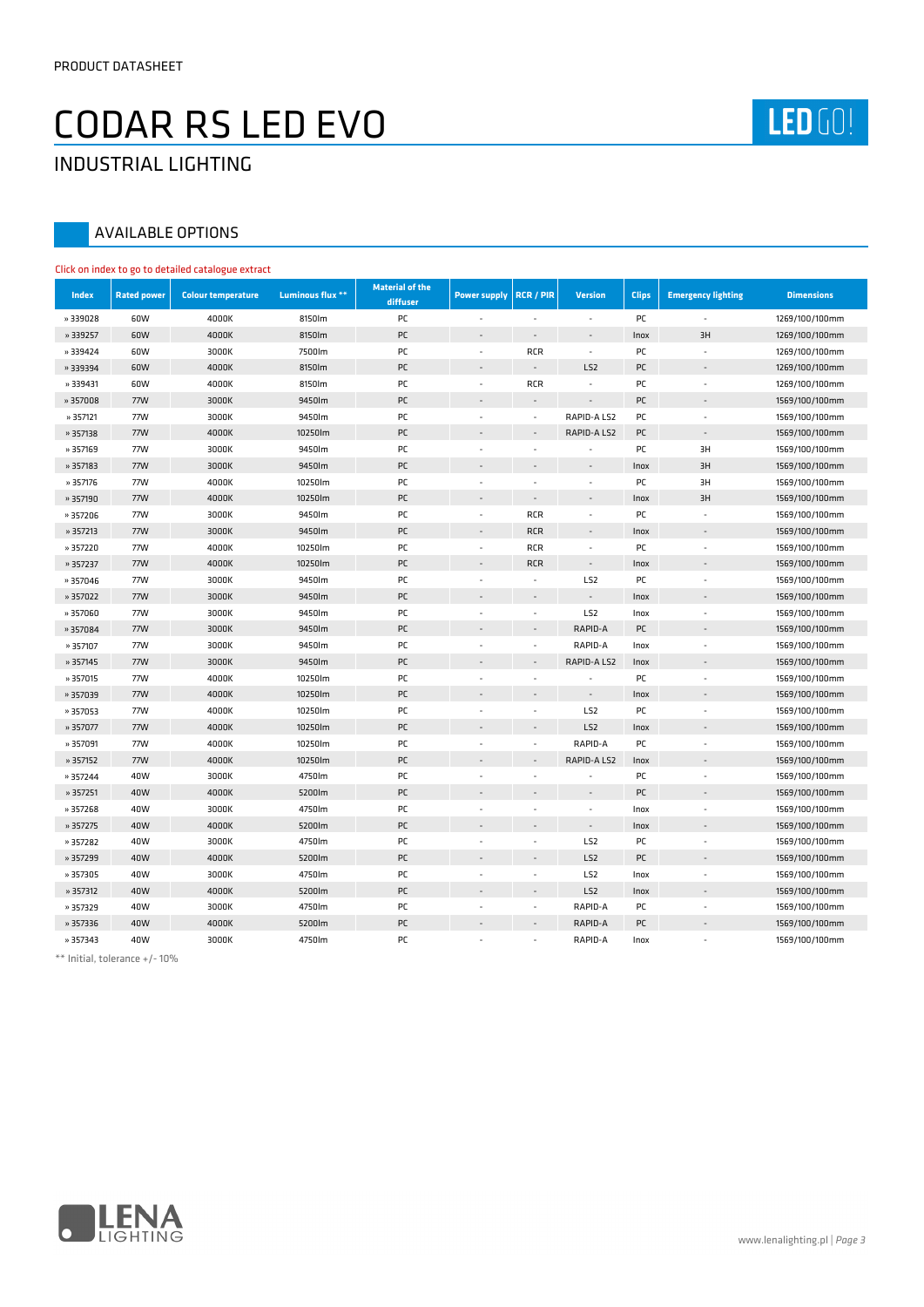PRODUCT DATASHEET

# CODAR RS LED EVO

## INDUSTRIAL LIGHTING

## AVAILABLE OPTIONS

Click on index to go to detailed catalogue extract

| Index | Rated power | Colour temperature | Luminous flux ** | Material of the diffuser | Power supply | RCR / PIR | Version | Clips | Emergency lighting | Dimensions |
|---|---|---|---|---|---|---|---|---|---|---|
| » 339028 | 60W | 4000K | 8150lm | PC | - | - | - | PC | - | 1269/100/100mm |
| » 339257 | 60W | 4000K | 8150lm | PC | - | - | - | Inox | 3H | 1269/100/100mm |
| » 339424 | 60W | 3000K | 7500lm | PC | - | RCR | - | PC | - | 1269/100/100mm |
| » 339394 | 60W | 4000K | 8150lm | PC | - | - | LS2 | PC | - | 1269/100/100mm |
| » 339431 | 60W | 4000K | 8150lm | PC | - | RCR | - | PC | - | 1269/100/100mm |
| » 357008 | 77W | 3000K | 9450lm | PC | - | - | - | PC | - | 1569/100/100mm |
| » 357121 | 77W | 3000K | 9450lm | PC | - | - | RAPID-A LS2 | PC | - | 1569/100/100mm |
| » 357138 | 77W | 4000K | 10250lm | PC | - | - | RAPID-A LS2 | PC | - | 1569/100/100mm |
| » 357169 | 77W | 3000K | 9450lm | PC | - | - | - | PC | 3H | 1569/100/100mm |
| » 357183 | 77W | 3000K | 9450lm | PC | - | - | - | Inox | 3H | 1569/100/100mm |
| » 357176 | 77W | 4000K | 10250lm | PC | - | - | - | PC | 3H | 1569/100/100mm |
| » 357190 | 77W | 4000K | 10250lm | PC | - | - | - | Inox | 3H | 1569/100/100mm |
| » 357206 | 77W | 3000K | 9450lm | PC | - | RCR | - | PC | - | 1569/100/100mm |
| » 357213 | 77W | 3000K | 9450lm | PC | - | RCR | - | Inox | - | 1569/100/100mm |
| » 357220 | 77W | 4000K | 10250lm | PC | - | RCR | - | PC | - | 1569/100/100mm |
| » 357237 | 77W | 4000K | 10250lm | PC | - | RCR | - | Inox | - | 1569/100/100mm |
| » 357046 | 77W | 3000K | 9450lm | PC | - | - | LS2 | PC | - | 1569/100/100mm |
| » 357022 | 77W | 3000K | 9450lm | PC | - | - | - | Inox | - | 1569/100/100mm |
| » 357060 | 77W | 3000K | 9450lm | PC | - | - | LS2 | Inox | - | 1569/100/100mm |
| » 357084 | 77W | 3000K | 9450lm | PC | - | - | RAPID-A | PC | - | 1569/100/100mm |
| » 357107 | 77W | 3000K | 9450lm | PC | - | - | RAPID-A | Inox | - | 1569/100/100mm |
| » 357145 | 77W | 3000K | 9450lm | PC | - | - | RAPID-A LS2 | Inox | - | 1569/100/100mm |
| » 357015 | 77W | 4000K | 10250lm | PC | - | - | - | PC | - | 1569/100/100mm |
| » 357039 | 77W | 4000K | 10250lm | PC | - | - | - | Inox | - | 1569/100/100mm |
| » 357053 | 77W | 4000K | 10250lm | PC | - | - | LS2 | PC | - | 1569/100/100mm |
| » 357077 | 77W | 4000K | 10250lm | PC | - | - | LS2 | Inox | - | 1569/100/100mm |
| » 357091 | 77W | 4000K | 10250lm | PC | - | - | RAPID-A | PC | - | 1569/100/100mm |
| » 357152 | 77W | 4000K | 10250lm | PC | - | - | RAPID-A LS2 | Inox | - | 1569/100/100mm |
| » 357244 | 40W | 3000K | 4750lm | PC | - | - | - | PC | - | 1569/100/100mm |
| » 357251 | 40W | 4000K | 5200lm | PC | - | - | - | PC | - | 1569/100/100mm |
| » 357268 | 40W | 3000K | 4750lm | PC | - | - | - | Inox | - | 1569/100/100mm |
| » 357275 | 40W | 4000K | 5200lm | PC | - | - | - | Inox | - | 1569/100/100mm |
| » 357282 | 40W | 3000K | 4750lm | PC | - | - | LS2 | PC | - | 1569/100/100mm |
| » 357299 | 40W | 4000K | 5200lm | PC | - | - | LS2 | PC | - | 1569/100/100mm |
| » 357305 | 40W | 3000K | 4750lm | PC | - | - | LS2 | Inox | - | 1569/100/100mm |
| » 357312 | 40W | 4000K | 5200lm | PC | - | - | LS2 | Inox | - | 1569/100/100mm |
| » 357329 | 40W | 3000K | 4750lm | PC | - | - | RAPID-A | PC | - | 1569/100/100mm |
| » 357336 | 40W | 4000K | 5200lm | PC | - | - | RAPID-A | PC | - | 1569/100/100mm |
| » 357343 | 40W | 3000K | 4750lm | PC | - | - | RAPID-A | Inox | - | 1569/100/100mm |

** Initial, tolerance +/- 10%

www.lenalighting.pl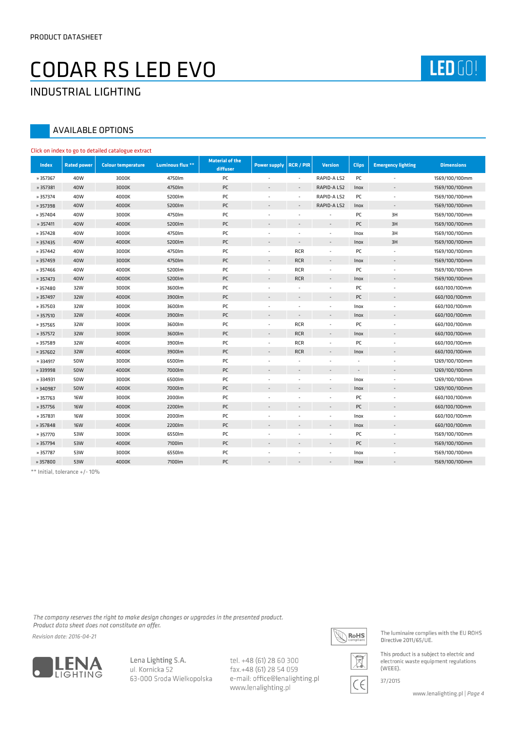PRODUCT DATASHEET

# CODAR RS LED EVO

## INDUSTRIAL LIGHTING

LED GO!

## AVAILABLE OPTIONS

Click on index to go to detailed catalogue extract

| Index | Rated power | Colour temperature | Luminous flux ** | Material of the diffuser | Power supply | RCR / PIR | Version | Clips | Emergency lighting | Dimensions |
|---|---|---|---|---|---|---|---|---|---|---|
| » 357367 | 40W | 3000K | 4750lm | PC | - | - | RAPID-A LS2 | PC | - | 1569/100/100mm |
| » 357381 | 40W | 3000K | 4750lm | PC | - | - | RAPID-A LS2 | Inox | - | 1569/100/100mm |
| » 357374 | 40W | 4000K | 5200lm | PC | - | - | RAPID-A LS2 | PC | - | 1569/100/100mm |
| » 357398 | 40W | 4000K | 5200lm | PC | - | - | RAPID-A LS2 | Inox | - | 1569/100/100mm |
| » 357404 | 40W | 3000K | 4750lm | PC | - | - | - | PC | 3H | 1569/100/100mm |
| » 357411 | 40W | 4000K | 5200lm | PC | - | - | - | PC | 3H | 1569/100/100mm |
| » 357428 | 40W | 3000K | 4750lm | PC | - | - | - | Inox | 3H | 1569/100/100mm |
| » 357435 | 40W | 4000K | 5200lm | PC | - | - | - | Inox | 3H | 1569/100/100mm |
| » 357442 | 40W | 3000K | 4750lm | PC | - | RCR | - | PC | - | 1569/100/100mm |
| » 357459 | 40W | 3000K | 4750lm | PC | - | RCR | - | Inox | - | 1569/100/100mm |
| » 357466 | 40W | 4000K | 5200lm | PC | - | RCR | - | PC | - | 1569/100/100mm |
| » 357473 | 40W | 4000K | 5200lm | PC | - | RCR | - | Inox | - | 1569/100/100mm |
| » 357480 | 32W | 3000K | 3600lm | PC | - | - | - | PC | - | 660/100/100mm |
| » 357497 | 32W | 4000K | 3900lm | PC | - | - | - | PC | - | 660/100/100mm |
| » 357503 | 32W | 3000K | 3600lm | PC | - | - | - | Inox | - | 660/100/100mm |
| » 357510 | 32W | 4000K | 3900lm | PC | - | - | - | Inox | - | 660/100/100mm |
| » 357565 | 32W | 3000K | 3600lm | PC | - | RCR | - | PC | - | 660/100/100mm |
| » 357572 | 32W | 3000K | 3600lm | PC | - | RCR | - | Inox | - | 660/100/100mm |
| » 357589 | 32W | 4000K | 3900lm | PC | - | RCR | - | PC | - | 660/100/100mm |
| » 357602 | 32W | 4000K | 3900lm | PC | - | RCR | - | Inox | - | 660/100/100mm |
| » 334917 | 50W | 3000K | 6500lm | PC | - | - | - | - | - | 1269/100/100mm |
| » 339998 | 50W | 4000K | 7000lm | PC | - | - | - | - | - | 1269/100/100mm |
| » 334931 | 50W | 3000K | 6500lm | PC | - | - | - | Inox | - | 1269/100/100mm |
| » 340987 | 50W | 4000K | 7000lm | PC | - | - | - | Inox | - | 1269/100/100mm |
| » 357763 | 16W | 3000K | 2000lm | PC | - | - | - | PC | - | 660/100/100mm |
| » 357756 | 16W | 4000K | 2200lm | PC | - | - | - | PC | - | 660/100/100mm |
| » 357831 | 16W | 3000K | 2000lm | PC | - | - | - | Inox | - | 660/100/100mm |
| » 357848 | 16W | 4000K | 2200lm | PC | - | - | - | Inox | - | 660/100/100mm |
| » 357770 | 53W | 3000K | 6550lm | PC | - | - | - | PC | - | 1569/100/100mm |
| » 357794 | 53W | 4000K | 7100lm | PC | - | - | - | PC | - | 1569/100/100mm |
| » 357787 | 53W | 3000K | 6550lm | PC | - | - | - | Inox | - | 1569/100/100mm |
| » 357800 | 53W | 4000K | 7100lm | PC | - | - | - | Inox | - | 1569/100/100mm |

** Initial, tolerance +/- 10%

*The company reserves the right to make design changes or upgrades in the presented product.*
*Product data sheet does not constitute an offer.*

*Revision date: 2016-04-21*

LENA LIGHTING

Lena Lighting S.A.
ul. Kornicka 52
63-000 Środa Wielkopolska

tel. +48 (61) 28 60 300
fax.+48 (61) 28 54 059
e-mail: office@lenalighting.pl
www.lenalighting.pl

RoHS compliant

The luminaire complies with the EU ROHS Directive 2011/65/UE.

This product is a subject to electric and electronic waste equipment regulations (WEEE).

37/2015

www.lenalighting.pl